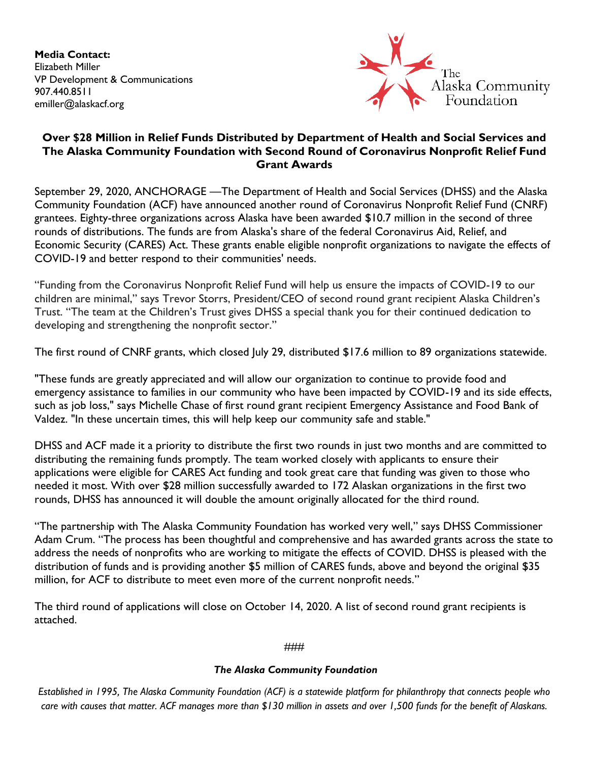**Media Contact:**
Elizabeth Miller
VP Development & Communications
907.440.8511
emiller@alaskacf.org

The Alaska Community Foundation

# Over $28 Million in Relief Funds Distributed by Department of Health and Social Services and The Alaska Community Foundation with Second Round of Coronavirus Nonprofit Relief Fund Grant Awards

September 29, 2020, ANCHORAGE —The Department of Health and Social Services (DHSS) and the Alaska Community Foundation (ACF) have announced another round of Coronavirus Nonprofit Relief Fund (CNRF) grantees. Eighty-three organizations across Alaska have been awarded $10.7 million in the second of three rounds of distributions. The funds are from Alaska's share of the federal Coronavirus Aid, Relief, and Economic Security (CARES) Act. These grants enable eligible nonprofit organizations to navigate the effects of COVID-19 and better respond to their communities' needs.

"Funding from the Coronavirus Nonprofit Relief Fund will help us ensure the impacts of COVID-19 to our children are minimal," says Trevor Storrs, President/CEO of second round grant recipient Alaska Children's Trust. "The team at the Children's Trust gives DHSS a special thank you for their continued dedication to developing and strengthening the nonprofit sector."

The first round of CNRF grants, which closed July 29, distributed $17.6 million to 89 organizations statewide.

"These funds are greatly appreciated and will allow our organization to continue to provide food and emergency assistance to families in our community who have been impacted by COVID-19 and its side effects, such as job loss," says Michelle Chase of first round grant recipient Emergency Assistance and Food Bank of Valdez. "In these uncertain times, this will help keep our community safe and stable."

DHSS and ACF made it a priority to distribute the first two rounds in just two months and are committed to distributing the remaining funds promptly. The team worked closely with applicants to ensure their applications were eligible for CARES Act funding and took great care that funding was given to those who needed it most. With over $28 million successfully awarded to 172 Alaskan organizations in the first two rounds, DHSS has announced it will double the amount originally allocated for the third round.

"The partnership with The Alaska Community Foundation has worked very well," says DHSS Commissioner Adam Crum. "The process has been thoughtful and comprehensive and has awarded grants across the state to address the needs of nonprofits who are working to mitigate the effects of COVID. DHSS is pleased with the distribution of funds and is providing another $5 million of CARES funds, above and beyond the original $35 million, for ACF to distribute to meet even more of the current nonprofit needs."

The third round of applications will close on October 14, 2020. A list of second round grant recipients is attached.

###

***The Alaska Community Foundation***

*Established in 1995, The Alaska Community Foundation (ACF) is a statewide platform for philanthropy that connects people who care with causes that matter. ACF manages more than $130 million in assets and over 1,500 funds for the benefit of Alaskans.*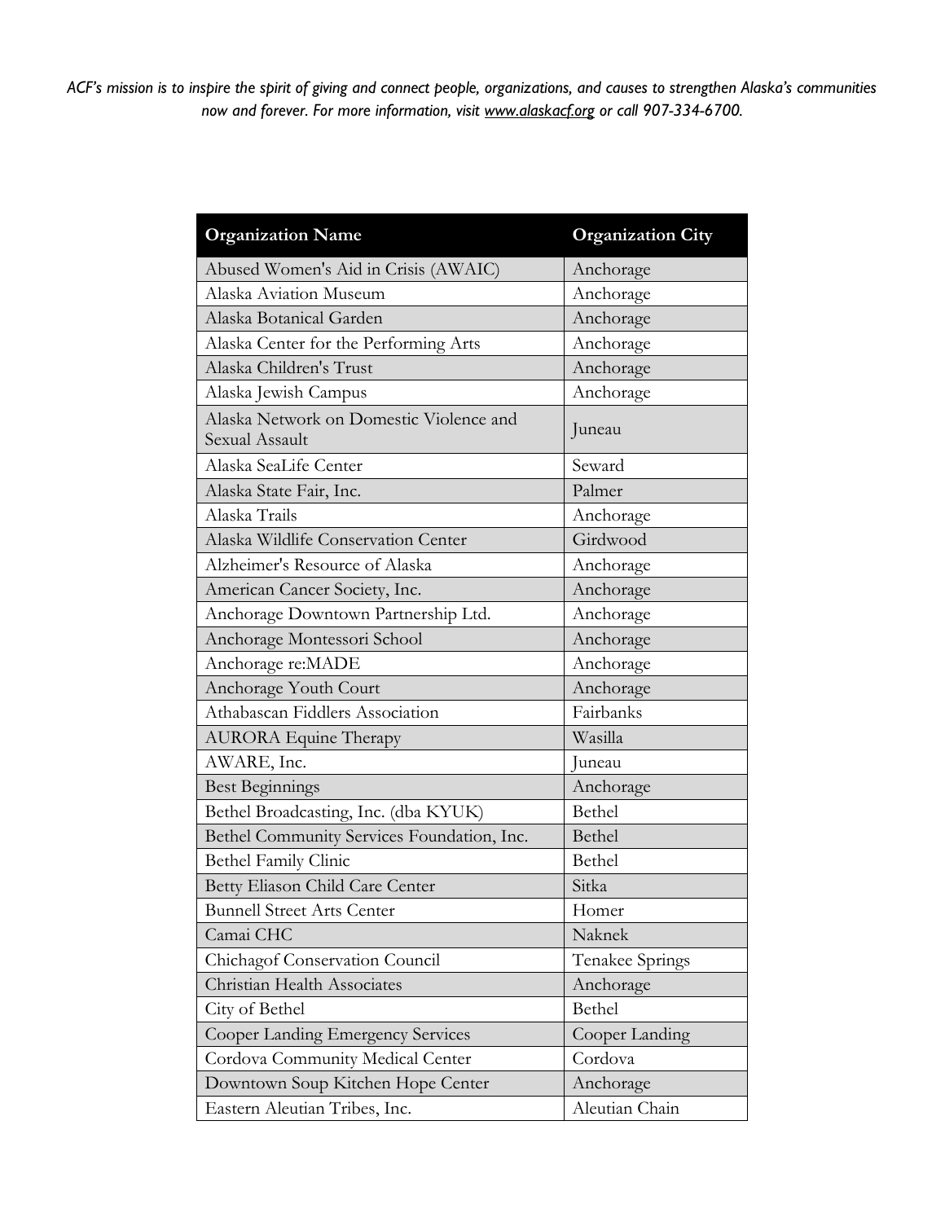*ACF's mission is to inspire the spirit of giving and connect people, organizations, and causes to strengthen Alaska's communities now and forever. For more information, visit www.alaskacf.org or call 907-334-6700.*

| Organization Name | Organization City |
| --- | --- |
| Abused Women's Aid in Crisis (AWAIC) | Anchorage |
| Alaska Aviation Museum | Anchorage |
| Alaska Botanical Garden | Anchorage |
| Alaska Center for the Performing Arts | Anchorage |
| Alaska Children's Trust | Anchorage |
| Alaska Jewish Campus | Anchorage |
| Alaska Network on Domestic Violence and Sexual Assault | Juneau |
| Alaska SeaLife Center | Seward |
| Alaska State Fair, Inc. | Palmer |
| Alaska Trails | Anchorage |
| Alaska Wildlife Conservation Center | Girdwood |
| Alzheimer's Resource of Alaska | Anchorage |
| American Cancer Society, Inc. | Anchorage |
| Anchorage Downtown Partnership Ltd. | Anchorage |
| Anchorage Montessori School | Anchorage |
| Anchorage re:MADE | Anchorage |
| Anchorage Youth Court | Anchorage |
| Athabascan Fiddlers Association | Fairbanks |
| AURORA Equine Therapy | Wasilla |
| AWARE, Inc. | Juneau |
| Best Beginnings | Anchorage |
| Bethel Broadcasting, Inc. (dba KYUK) | Bethel |
| Bethel Community Services Foundation, Inc. | Bethel |
| Bethel Family Clinic | Bethel |
| Betty Eliason Child Care Center | Sitka |
| Bunnell Street Arts Center | Homer |
| Camai CHC | Naknek |
| Chichagof Conservation Council | Tenakee Springs |
| Christian Health Associates | Anchorage |
| City of Bethel | Bethel |
| Cooper Landing Emergency Services | Cooper Landing |
| Cordova Community Medical Center | Cordova |
| Downtown Soup Kitchen Hope Center | Anchorage |
| Eastern Aleutian Tribes, Inc. | Aleutian Chain |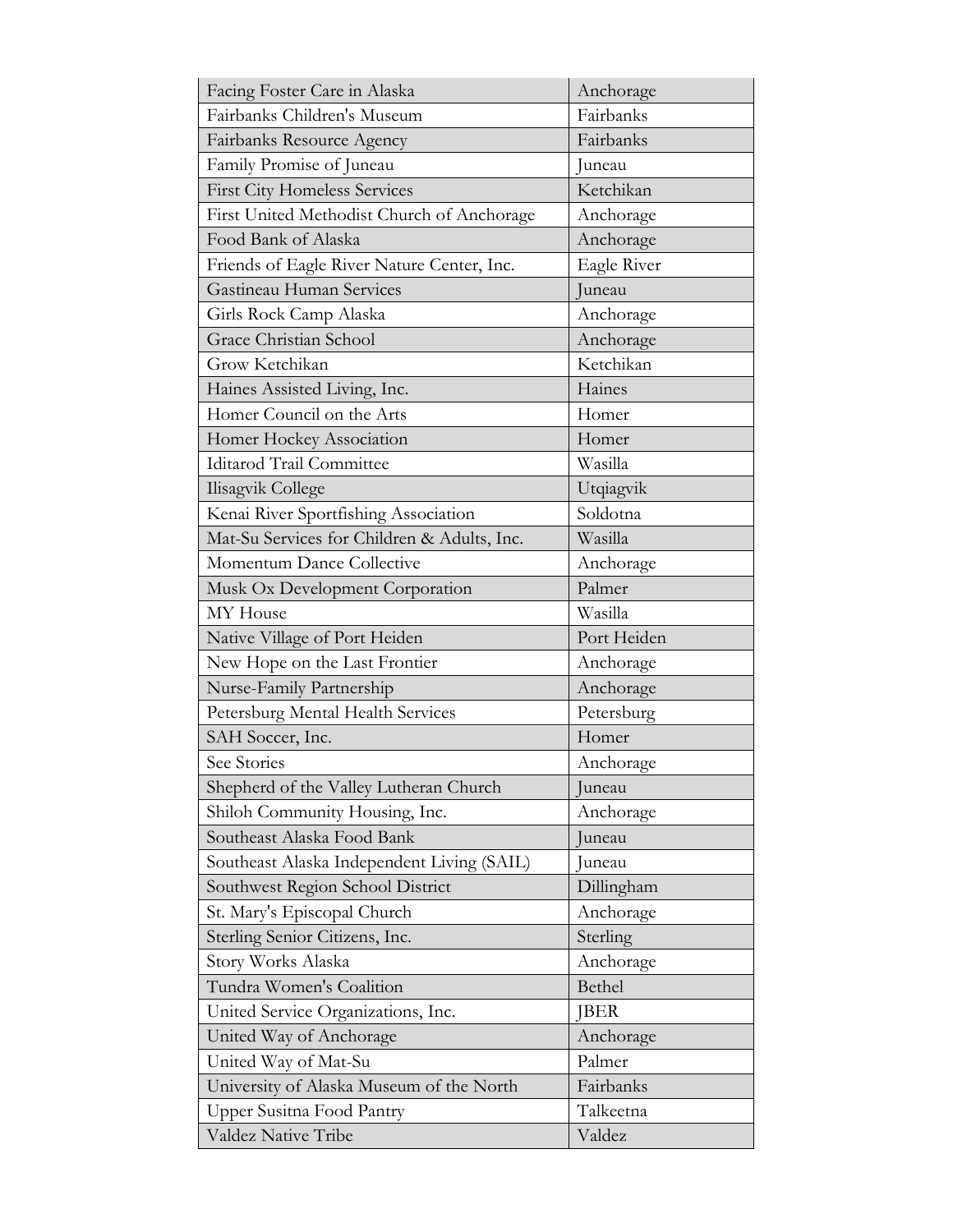| Facing Foster Care in Alaska | Anchorage |
|---|---|
| Fairbanks Children's Museum | Fairbanks |
| Fairbanks Resource Agency | Fairbanks |
| Family Promise of Juneau | Juneau |
| First City Homeless Services | Ketchikan |
| First United Methodist Church of Anchorage | Anchorage |
| Food Bank of Alaska | Anchorage |
| Friends of Eagle River Nature Center, Inc. | Eagle River |
| Gastineau Human Services | Juneau |
| Girls Rock Camp Alaska | Anchorage |
| Grace Christian School | Anchorage |
| Grow Ketchikan | Ketchikan |
| Haines Assisted Living, Inc. | Haines |
| Homer Council on the Arts | Homer |
| Homer Hockey Association | Homer |
| Iditarod Trail Committee | Wasilla |
| Ilisagvik College | Utqiagvik |
| Kenai River Sportfishing Association | Soldotna |
| Mat-Su Services for Children & Adults, Inc. | Wasilla |
| Momentum Dance Collective | Anchorage |
| Musk Ox Development Corporation | Palmer |
| MY House | Wasilla |
| Native Village of Port Heiden | Port Heiden |
| New Hope on the Last Frontier | Anchorage |
| Nurse-Family Partnership | Anchorage |
| Petersburg Mental Health Services | Petersburg |
| SAH Soccer, Inc. | Homer |
| See Stories | Anchorage |
| Shepherd of the Valley Lutheran Church | Juneau |
| Shiloh Community Housing, Inc. | Anchorage |
| Southeast Alaska Food Bank | Juneau |
| Southeast Alaska Independent Living (SAIL) | Juneau |
| Southwest Region School District | Dillingham |
| St. Mary's Episcopal Church | Anchorage |
| Sterling Senior Citizens, Inc. | Sterling |
| Story Works Alaska | Anchorage |
| Tundra Women's Coalition | Bethel |
| United Service Organizations, Inc. | JBER |
| United Way of Anchorage | Anchorage |
| United Way of Mat-Su | Palmer |
| University of Alaska Museum of the North | Fairbanks |
| Upper Susitna Food Pantry | Talkeetna |
| Valdez Native Tribe | Valdez |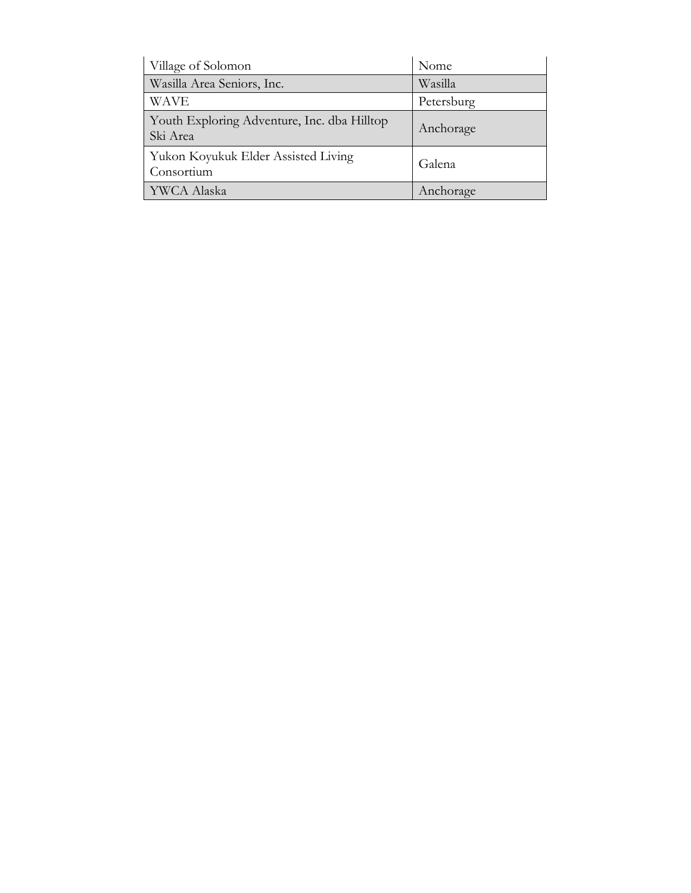| | |
|---|---|
| Village of Solomon | Nome |
| Wasilla Area Seniors, Inc. | Wasilla |
| WAVE | Petersburg |
| Youth Exploring Adventure, Inc. dba Hilltop Ski Area | Anchorage |
| Yukon Koyukuk Elder Assisted Living Consortium | Galena |
| YWCA Alaska | Anchorage |